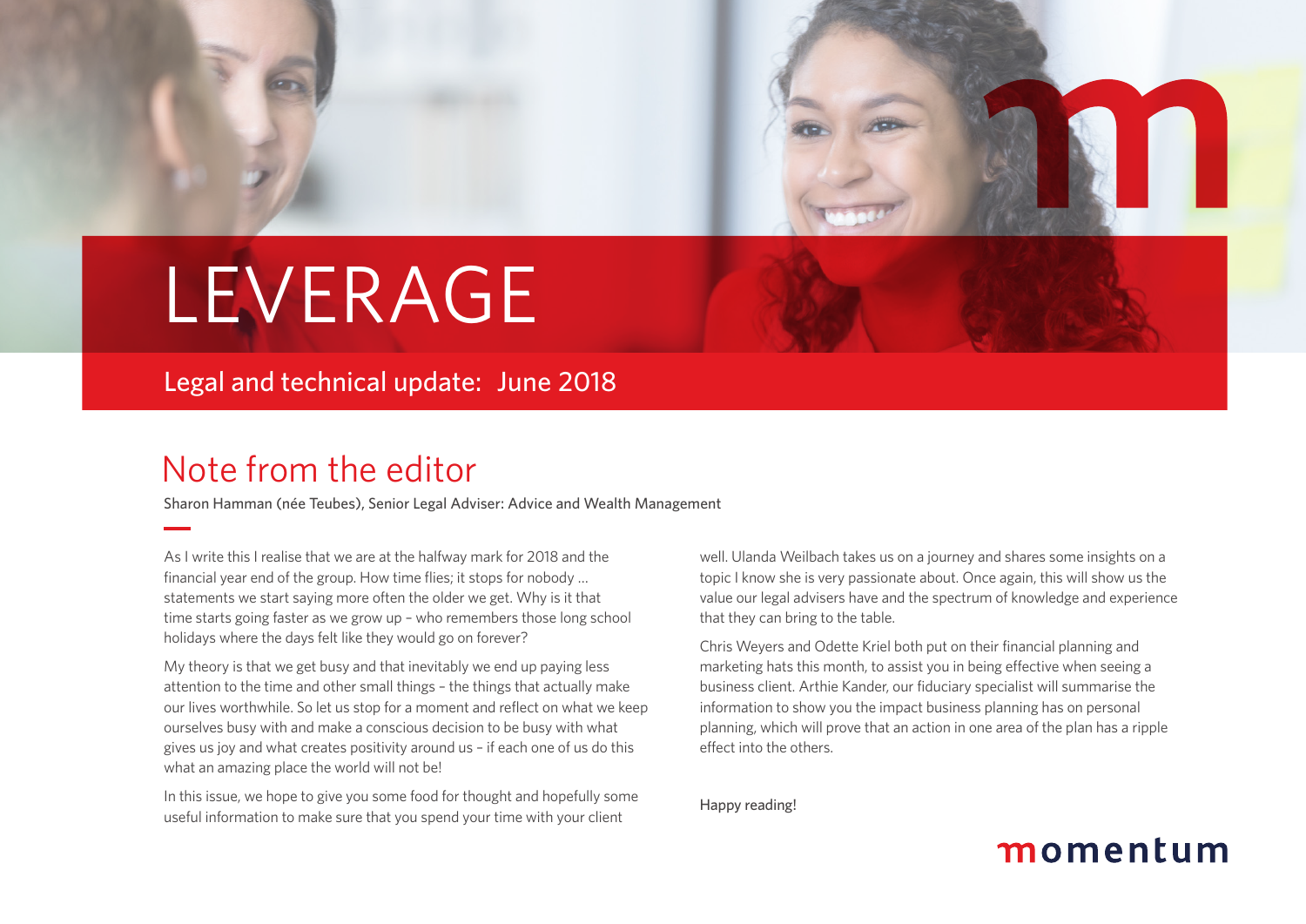# LEVERAGE

## Legal and technical update: June 2018

## Note from the editor

Sharon Hamman (née Teubes), Senior Legal Adviser: Advice and Wealth Management

As I write this I realise that we are at the halfway mark for 2018 and the financial year end of the group. How time flies; it stops for nobody … statements we start saying more often the older we get. Why is it that time starts going faster as we grow up – who remembers those long school holidays where the days felt like they would go on forever?

My theory is that we get busy and that inevitably we end up paying less attention to the time and other small things – the things that actually make our lives worthwhile. So let us stop for a moment and reflect on what we keep ourselves busy with and make a conscious decision to be busy with what gives us joy and what creates positivity around us – if each one of us do this what an amazing place the world will not be!

In this issue, we hope to give you some food for thought and hopefully some useful information to make sure that you spend your time with your client well. Ulanda Weilbach takes us on a journey and shares some insights on a topic I know she is very passionate about. Once again, this will show us the value our legal advisers have and the spectrum of knowledge and experience that they can bring to the table.

Chris Weyers and Odette Kriel both put on their financial planning and marketing hats this month, to assist you in being effective when seeing a business client. Arthie Kander, our fiduciary specialist will summarise the information to show you the impact business planning has on personal planning, which will prove that an action in one area of the plan has a ripple effect into the others.

Happy reading!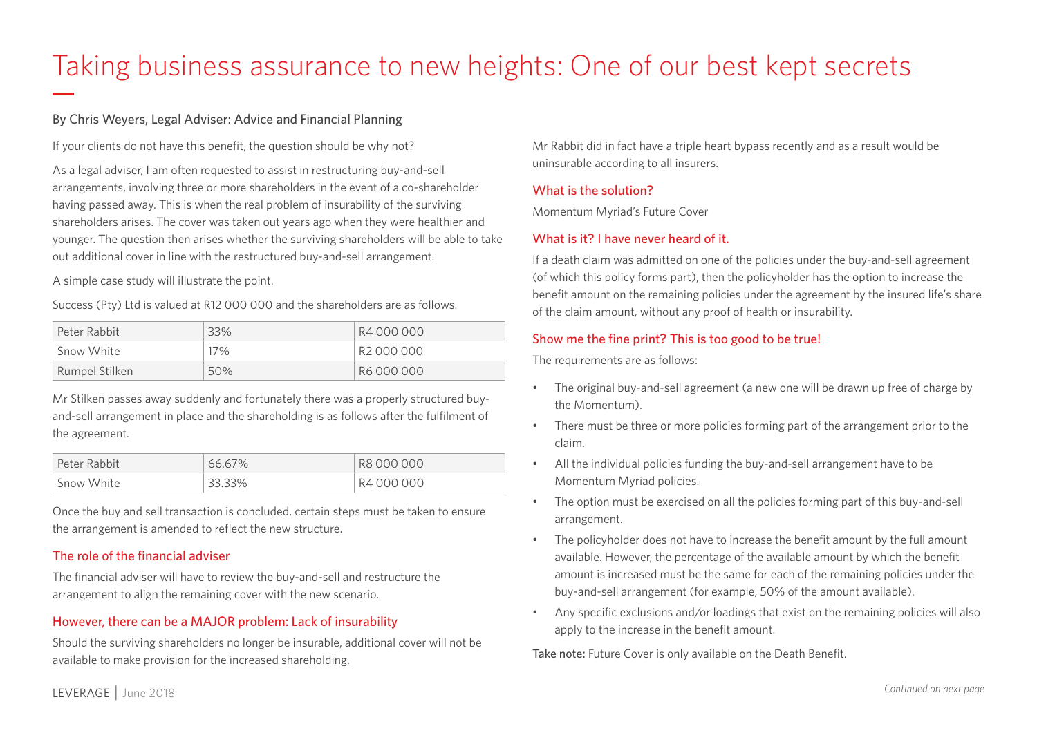# Taking business assurance to new heights: One of our best kept secrets

By Chris Weyers, Legal Adviser: Advice and Financial Planning

If your clients do not have this benefit, the question should be why not?

As a legal adviser, I am often requested to assist in restructuring buy-and-sell arrangements, involving three or more shareholders in the event of a co-shareholder having passed away. This is when the real problem of insurability of the surviving shareholders arises. The cover was taken out years ago when they were healthier and younger. The question then arises whether the surviving shareholders will be able to take out additional cover in line with the restructured buy-and-sell arrangement.

A simple case study will illustrate the point.

Success (Pty) Ltd is valued at R12 000 000 and the shareholders are as follows.

| | | |
|---|---|---|
| Peter Rabbit | 33% | R4 000 000 |
| Snow White | 17% | R2 000 000 |
| Rumpel Stilken | 50% | R6 000 000 |

Mr Stilken passes away suddenly and fortunately there was a properly structured buy-and-sell arrangement in place and the shareholding is as follows after the fulfilment of the agreement.

| | | |
|---|---|---|
| Peter Rabbit | 66.67% | R8 000 000 |
| Snow White | 33.33% | R4 000 000 |

Once the buy and sell transaction is concluded, certain steps must be taken to ensure the arrangement is amended to reflect the new structure.

## The role of the financial adviser

The financial adviser will have to review the buy-and-sell and restructure the arrangement to align the remaining cover with the new scenario.

## However, there can be a MAJOR problem: Lack of insurability

Should the surviving shareholders no longer be insurable, additional cover will not be available to make provision for the increased shareholding.

Mr Rabbit did in fact have a triple heart bypass recently and as a result would be uninsurable according to all insurers.

## What is the solution?

Momentum Myriad's Future Cover

## What is it? I have never heard of it.

If a death claim was admitted on one of the policies under the buy-and-sell agreement (of which this policy forms part), then the policyholder has the option to increase the benefit amount on the remaining policies under the agreement by the insured life's share of the claim amount, without any proof of health or insurability.

## Show me the fine print? This is too good to be true!

The requirements are as follows:

- The original buy-and-sell agreement (a new one will be drawn up free of charge by the Momentum).
- There must be three or more policies forming part of the arrangement prior to the claim.
- All the individual policies funding the buy-and-sell arrangement have to be Momentum Myriad policies.
- The option must be exercised on all the policies forming part of this buy-and-sell arrangement.
- The policyholder does not have to increase the benefit amount by the full amount available. However, the percentage of the available amount by which the benefit amount is increased must be the same for each of the remaining policies under the buy-and-sell arrangement (for example, 50% of the amount available).
- Any specific exclusions and/or loadings that exist on the remaining policies will also apply to the increase in the benefit amount.

**Take note:** Future Cover is only available on the Death Benefit.

*Continued on next page*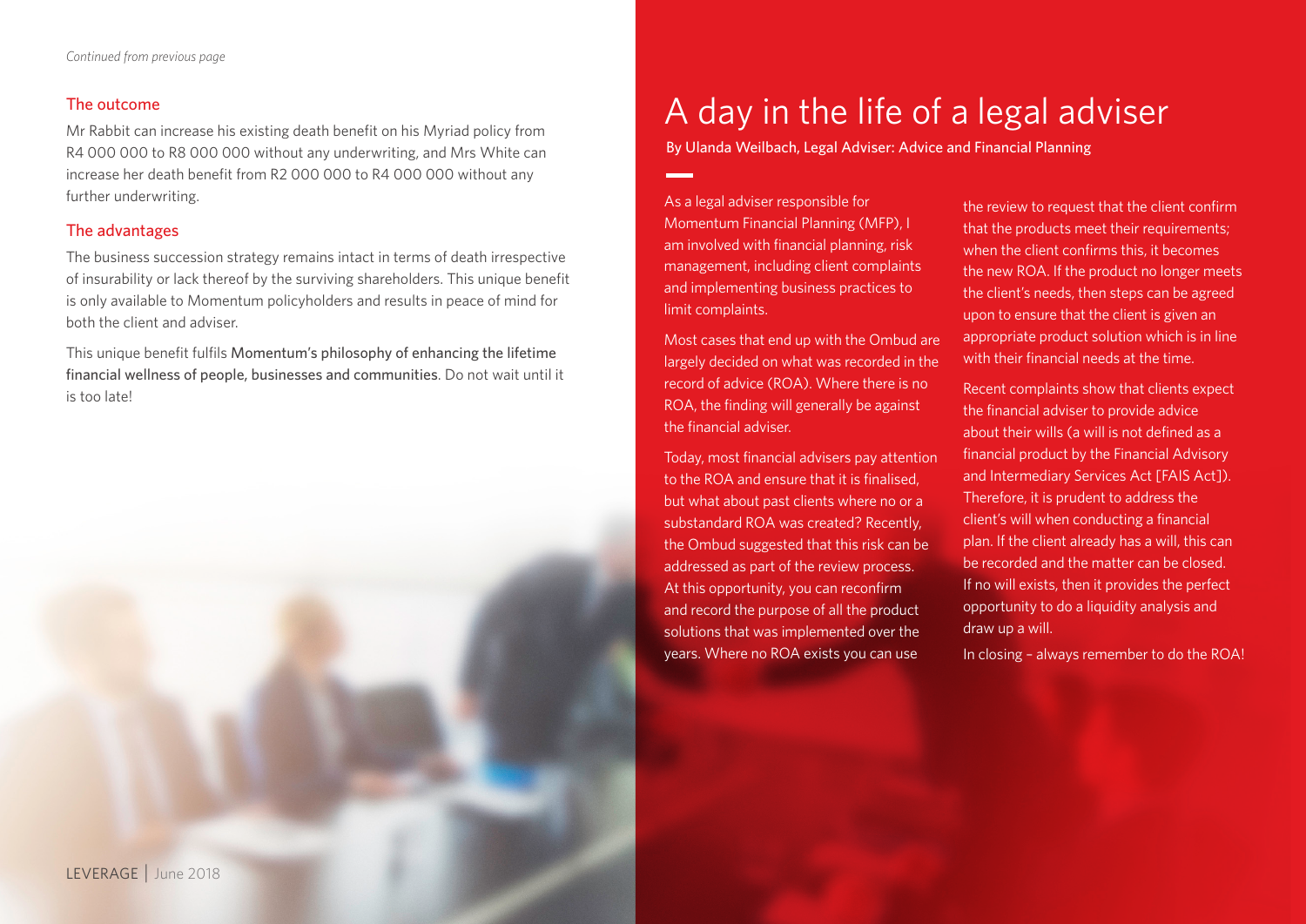*Continued from previous page*

### The outcome

Mr Rabbit can increase his existing death benefit on his Myriad policy from R4 000 000 to R8 000 000 without any underwriting, and Mrs White can increase her death benefit from R2 000 000 to R4 000 000 without any further underwriting.

### The advantages

The business succession strategy remains intact in terms of death irrespective of insurability or lack thereof by the surviving shareholders. This unique benefit is only available to Momentum policyholders and results in peace of mind for both the client and adviser.

This unique benefit fulfils Momentum's philosophy of enhancing the lifetime financial wellness of people, businesses and communities. Do not wait until it is too late!

# A day in the life of a legal adviser

By Ulanda Weilbach, Legal Adviser: Advice and Financial Planning

As a legal adviser responsible for Momentum Financial Planning (MFP), I am involved with financial planning, risk management, including client complaints and implementing business practices to limit complaints.

Most cases that end up with the Ombud are largely decided on what was recorded in the record of advice (ROA). Where there is no ROA, the finding will generally be against the financial adviser.

Today, most financial advisers pay attention to the ROA and ensure that it is finalised, but what about past clients where no or a substandard ROA was created? Recently, the Ombud suggested that this risk can be addressed as part of the review process. At this opportunity, you can reconfirm and record the purpose of all the product solutions that was implemented over the years. Where no ROA exists you can use the review to request that the client confirm that the products meet their requirements; when the client confirms this, it becomes the new ROA. If the product no longer meets the client's needs, then steps can be agreed upon to ensure that the client is given an appropriate product solution which is in line with their financial needs at the time.

Recent complaints show that clients expect the financial adviser to provide advice about their wills (a will is not defined as a financial product by the Financial Advisory and Intermediary Services Act [FAIS Act]). Therefore, it is prudent to address the client's will when conducting a financial plan. If the client already has a will, this can be recorded and the matter can be closed. If no will exists, then it provides the perfect opportunity to do a liquidity analysis and draw up a will.

In closing – always remember to do the ROA!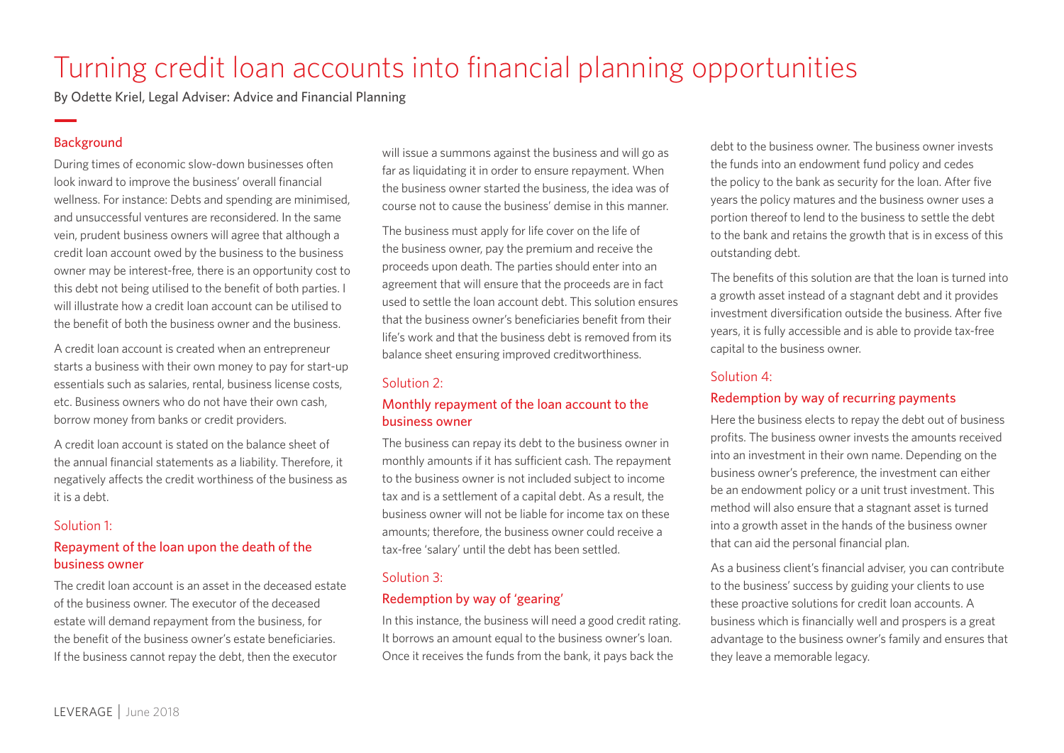# Turning credit loan accounts into financial planning opportunities

By Odette Kriel, Legal Adviser: Advice and Financial Planning

## Background

During times of economic slow-down businesses often look inward to improve the business' overall financial wellness. For instance: Debts and spending are minimised, and unsuccessful ventures are reconsidered. In the same vein, prudent business owners will agree that although a credit loan account owed by the business to the business owner may be interest-free, there is an opportunity cost to this debt not being utilised to the benefit of both parties. I will illustrate how a credit loan account can be utilised to the benefit of both the business owner and the business.

A credit loan account is created when an entrepreneur starts a business with their own money to pay for start-up essentials such as salaries, rental, business license costs, etc. Business owners who do not have their own cash, borrow money from banks or credit providers.

A credit loan account is stated on the balance sheet of the annual financial statements as a liability. Therefore, it negatively affects the credit worthiness of the business as it is a debt.

## Solution 1:

### Repayment of the loan upon the death of the business owner

The credit loan account is an asset in the deceased estate of the business owner. The executor of the deceased estate will demand repayment from the business, for the benefit of the business owner's estate beneficiaries. If the business cannot repay the debt, then the executor will issue a summons against the business and will go as far as liquidating it in order to ensure repayment. When the business owner started the business, the idea was of course not to cause the business' demise in this manner.

The business must apply for life cover on the life of the business owner, pay the premium and receive the proceeds upon death. The parties should enter into an agreement that will ensure that the proceeds are in fact used to settle the loan account debt. This solution ensures that the business owner's beneficiaries benefit from their life's work and that the business debt is removed from its balance sheet ensuring improved creditworthiness.

## Solution 2:

### Monthly repayment of the loan account to the business owner

The business can repay its debt to the business owner in monthly amounts if it has sufficient cash. The repayment to the business owner is not included subject to income tax and is a settlement of a capital debt. As a result, the business owner will not be liable for income tax on these amounts; therefore, the business owner could receive a tax-free 'salary' until the debt has been settled.

## Solution 3:

### Redemption by way of 'gearing'

In this instance, the business will need a good credit rating. It borrows an amount equal to the business owner's loan. Once it receives the funds from the bank, it pays back the debt to the business owner. The business owner invests the funds into an endowment fund policy and cedes the policy to the bank as security for the loan. After five years the policy matures and the business owner uses a portion thereof to lend to the business to settle the debt to the bank and retains the growth that is in excess of this outstanding debt.

The benefits of this solution are that the loan is turned into a growth asset instead of a stagnant debt and it provides investment diversification outside the business. After five years, it is fully accessible and is able to provide tax-free capital to the business owner.

## Solution 4:

### Redemption by way of recurring payments

Here the business elects to repay the debt out of business profits. The business owner invests the amounts received into an investment in their own name. Depending on the business owner's preference, the investment can either be an endowment policy or a unit trust investment. This method will also ensure that a stagnant asset is turned into a growth asset in the hands of the business owner that can aid the personal financial plan.

As a business client's financial adviser, you can contribute to the business' success by guiding your clients to use these proactive solutions for credit loan accounts. A business which is financially well and prospers is a great advantage to the business owner's family and ensures that they leave a memorable legacy.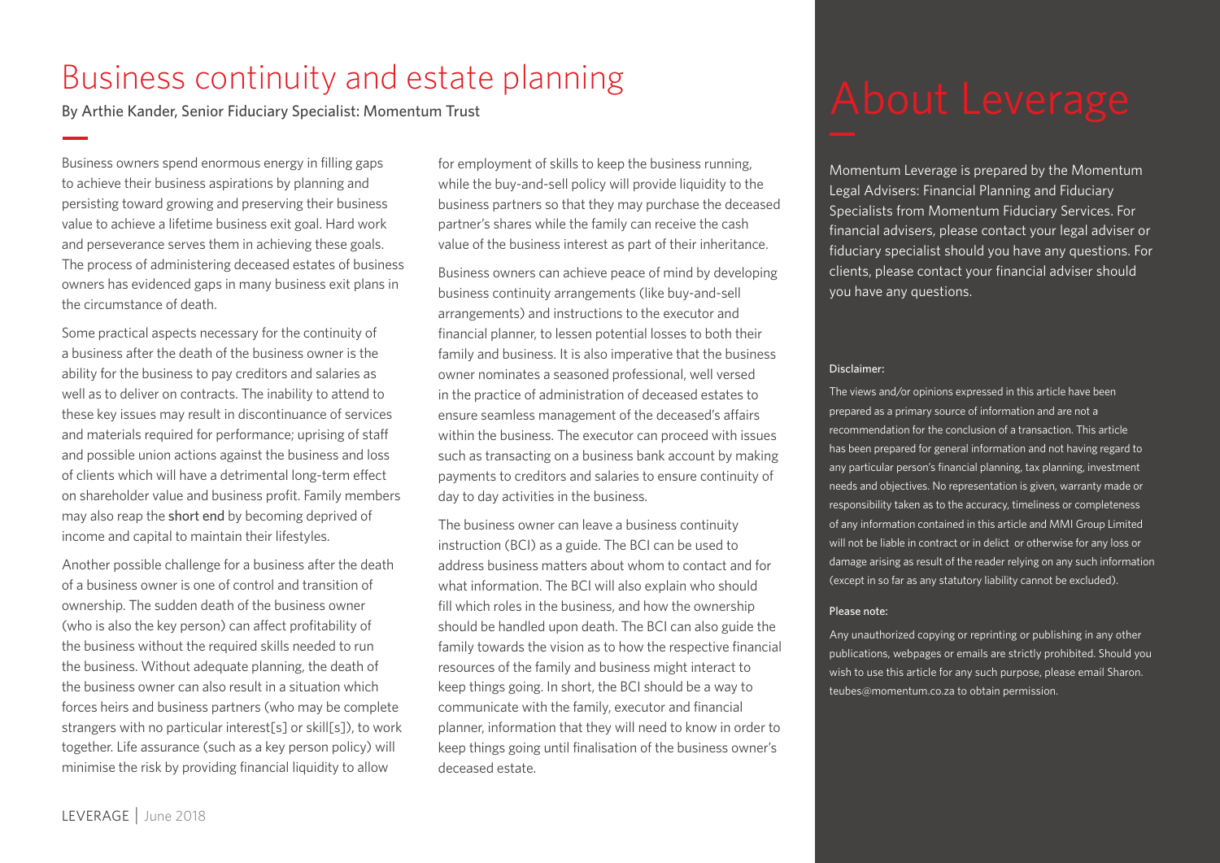# Business continuity and estate planning

By Arthie Kander, Senior Fiduciary Specialist: Momentum Trust

Business owners spend enormous energy in filling gaps to achieve their business aspirations by planning and persisting toward growing and preserving their business value to achieve a lifetime business exit goal. Hard work and perseverance serves them in achieving these goals. The process of administering deceased estates of business owners has evidenced gaps in many business exit plans in the circumstance of death.

Some practical aspects necessary for the continuity of a business after the death of the business owner is the ability for the business to pay creditors and salaries as well as to deliver on contracts. The inability to attend to these key issues may result in discontinuance of services and materials required for performance; uprising of staff and possible union actions against the business and loss of clients which will have a detrimental long-term effect on shareholder value and business profit. Family members may also reap the short end by becoming deprived of income and capital to maintain their lifestyles.

Another possible challenge for a business after the death of a business owner is one of control and transition of ownership. The sudden death of the business owner (who is also the key person) can affect profitability of the business without the required skills needed to run the business. Without adequate planning, the death of the business owner can also result in a situation which forces heirs and business partners (who may be complete strangers with no particular interest[s] or skill[s]), to work together. Life assurance (such as a key person policy) will minimise the risk by providing financial liquidity to allow for employment of skills to keep the business running, while the buy-and-sell policy will provide liquidity to the business partners so that they may purchase the deceased partner's shares while the family can receive the cash value of the business interest as part of their inheritance.

Business owners can achieve peace of mind by developing business continuity arrangements (like buy-and-sell arrangements) and instructions to the executor and financial planner, to lessen potential losses to both their family and business. It is also imperative that the business owner nominates a seasoned professional, well versed in the practice of administration of deceased estates to ensure seamless management of the deceased's affairs within the business. The executor can proceed with issues such as transacting on a business bank account by making payments to creditors and salaries to ensure continuity of day to day activities in the business.

The business owner can leave a business continuity instruction (BCI) as a guide. The BCI can be used to address business matters about whom to contact and for what information. The BCI will also explain who should fill which roles in the business, and how the ownership should be handled upon death. The BCI can also guide the family towards the vision as to how the respective financial resources of the family and business might interact to keep things going. In short, the BCI should be a way to communicate with the family, executor and financial planner, information that they will need to know in order to keep things going until finalisation of the business owner's deceased estate.

# About Leverage

Momentum Leverage is prepared by the Momentum Legal Advisers: Financial Planning and Fiduciary Specialists from Momentum Fiduciary Services. For financial advisers, please contact your legal adviser or fiduciary specialist should you have any questions. For clients, please contact your financial adviser should you have any questions.

**Disclaimer:**

The views and/or opinions expressed in this article have been prepared as a primary source of information and are not a recommendation for the conclusion of a transaction. This article has been prepared for general information and not having regard to any particular person's financial planning, tax planning, investment needs and objectives. No representation is given, warranty made or responsibility taken as to the accuracy, timeliness or completeness of any information contained in this article and MMI Group Limited will not be liable in contract or in delict or otherwise for any loss or damage arising as result of the reader relying on any such information (except in so far as any statutory liability cannot be excluded).

**Please note:**

Any unauthorized copying or reprinting or publishing in any other publications, webpages or emails are strictly prohibited. Should you wish to use this article for any such purpose, please email Sharon.teubes@momentum.co.za to obtain permission.